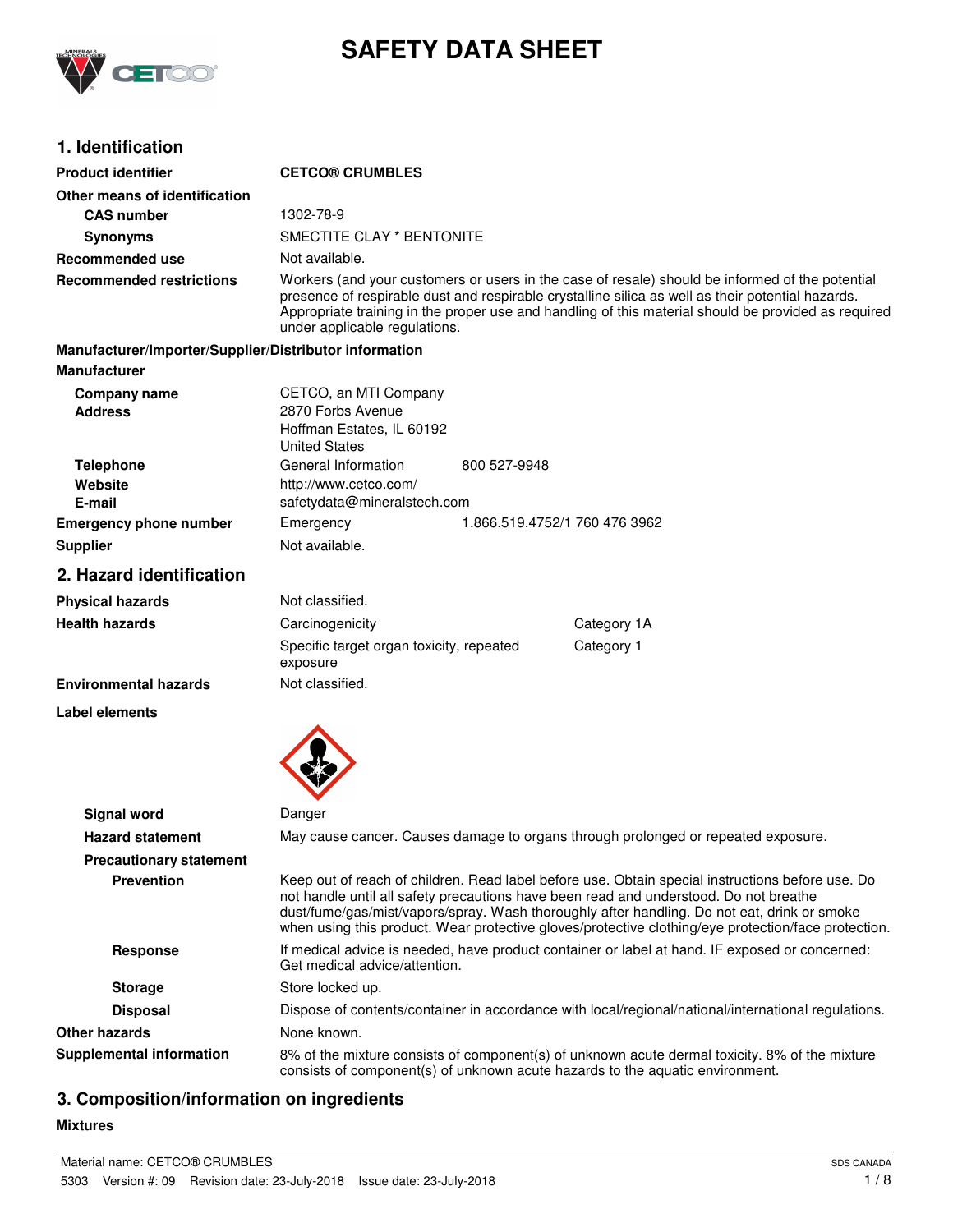# SAFETY DATA SHEET

## 1. Identification

| | |
|---|---|
| **Product identifier** | **CETCO® CRUMBLES** |
| **Other means of identification** | |
| **CAS number** | 1302-78-9 |
| **Synonyms** | SMECTITE CLAY * BENTONITE |
| **Recommended use** | Not available. |
| **Recommended restrictions** | Workers (and your customers or users in the case of resale) should be informed of the potential presence of respirable dust and respirable crystalline silica as well as their potential hazards. Appropriate training in the proper use and handling of this material should be provided as required under applicable regulations. |

**Manufacturer/Importer/Supplier/Distributor information**

**Manufacturer**

| | | |
|---|---|---|
| **Company name** | CETCO, an MTI Company | |
| **Address** | 2870 Forbs Avenue<br>Hoffman Estates, IL 60192<br>United States | |
| **Telephone** | General Information | 800 527-9948 |
| **Website** | http://www.cetco.com/ | |
| **E-mail** | safetydata@mineralstech.com | |
| **Emergency phone number** | Emergency | 1.866.519.4752/1 760 476 3962 |
| **Supplier** | Not available. | |

## 2. Hazard identification

| | | |
|---|---|---|
| **Physical hazards** | Not classified. | |
| **Health hazards** | Carcinogenicity | Category 1A |
| | Specific target organ toxicity, repeated exposure | Category 1 |
| **Environmental hazards** | Not classified. | |

**Label elements**

| | |
|---|---|
| **Signal word** | Danger |
| **Hazard statement** | May cause cancer. Causes damage to organs through prolonged or repeated exposure. |
| **Precautionary statement** | |
| **Prevention** | Keep out of reach of children. Read label before use. Obtain special instructions before use. Do not handle until all safety precautions have been read and understood. Do not breathe dust/fume/gas/mist/vapors/spray. Wash thoroughly after handling. Do not eat, drink or smoke when using this product. Wear protective gloves/protective clothing/eye protection/face protection. |
| **Response** | If medical advice is needed, have product container or label at hand. IF exposed or concerned: Get medical advice/attention. |
| **Storage** | Store locked up. |
| **Disposal** | Dispose of contents/container in accordance with local/regional/national/international regulations. |
| **Other hazards** | None known. |
| **Supplemental information** | 8% of the mixture consists of component(s) of unknown acute dermal toxicity. 8% of the mixture consists of component(s) of unknown acute hazards to the aquatic environment. |

## 3. Composition/information on ingredients

**Mixtures**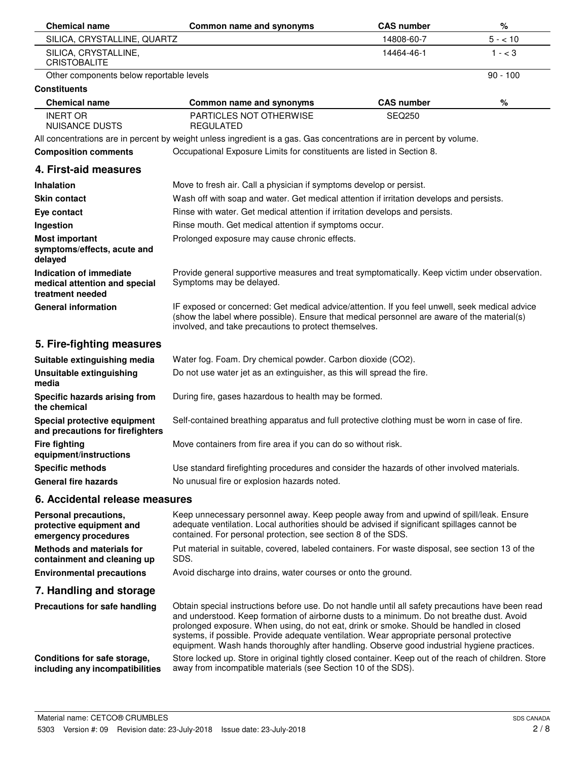| Chemical name | Common name and synonyms | CAS number | % |
|---|---|---|---|
| SILICA, CRYSTALLINE, QUARTZ | | 14808-60-7 | 5 - < 10 |
| SILICA, CRYSTALLINE, CRISTOBALITE | | 14464-46-1 | 1 - < 3 |
| Other components below reportable levels | | | 90 - 100 |

**Constituents**

| Chemical name | Common name and synonyms | CAS number | % |
|---|---|---|---|
| INERT OR NUISANCE DUSTS | PARTICLES NOT OTHERWISE REGULATED | SEQ250 | |

All concentrations are in percent by weight unless ingredient is a gas. Gas concentrations are in percent by volume.

**Composition comments** Occupational Exposure Limits for constituents are listed in Section 8.

## 4. First-aid measures

**Inhalation** Move to fresh air. Call a physician if symptoms develop or persist.

**Skin contact** Wash off with soap and water. Get medical attention if irritation develops and persists.

**Eye contact** Rinse with water. Get medical attention if irritation develops and persists.

**Ingestion** Rinse mouth. Get medical attention if symptoms occur.

**Most important symptoms/effects, acute and delayed** Prolonged exposure may cause chronic effects.

**Indication of immediate medical attention and special treatment needed** Provide general supportive measures and treat symptomatically. Keep victim under observation. Symptoms may be delayed.

**General information** IF exposed or concerned: Get medical advice/attention. If you feel unwell, seek medical advice (show the label where possible). Ensure that medical personnel are aware of the material(s) involved, and take precautions to protect themselves.

## 5. Fire-fighting measures

**Suitable extinguishing media** Water fog. Foam. Dry chemical powder. Carbon dioxide ($CO_2$).

**Unsuitable extinguishing media** Do not use water jet as an extinguisher, as this will spread the fire.

**Specific hazards arising from the chemical** During fire, gases hazardous to health may be formed.

**Special protective equipment and precautions for firefighters** Self-contained breathing apparatus and full protective clothing must be worn in case of fire.

**Fire fighting equipment/instructions** Move containers from fire area if you can do so without risk.

**Specific methods** Use standard firefighting procedures and consider the hazards of other involved materials.

**General fire hazards** No unusual fire or explosion hazards noted.

## 6. Accidental release measures

**Personal precautions, protective equipment and emergency procedures** Keep unnecessary personnel away. Keep people away from and upwind of spill/leak. Ensure adequate ventilation. Local authorities should be advised if significant spillages cannot be contained. For personal protection, see section 8 of the SDS.

**Methods and materials for containment and cleaning up** Put material in suitable, covered, labeled containers. For waste disposal, see section 13 of the SDS.

**Environmental precautions** Avoid discharge into drains, water courses or onto the ground.

## 7. Handling and storage

**Precautions for safe handling** Obtain special instructions before use. Do not handle until all safety precautions have been read and understood. Keep formation of airborne dusts to a minimum. Do not breathe dust. Avoid prolonged exposure. When using, do not eat, drink or smoke. Should be handled in closed systems, if possible. Provide adequate ventilation. Wear appropriate personal protective equipment. Wash hands thoroughly after handling. Observe good industrial hygiene practices.

**Conditions for safe storage, including any incompatibilities** Store locked up. Store in original tightly closed container. Keep out of the reach of children. Store away from incompatible materials (see Section 10 of the SDS).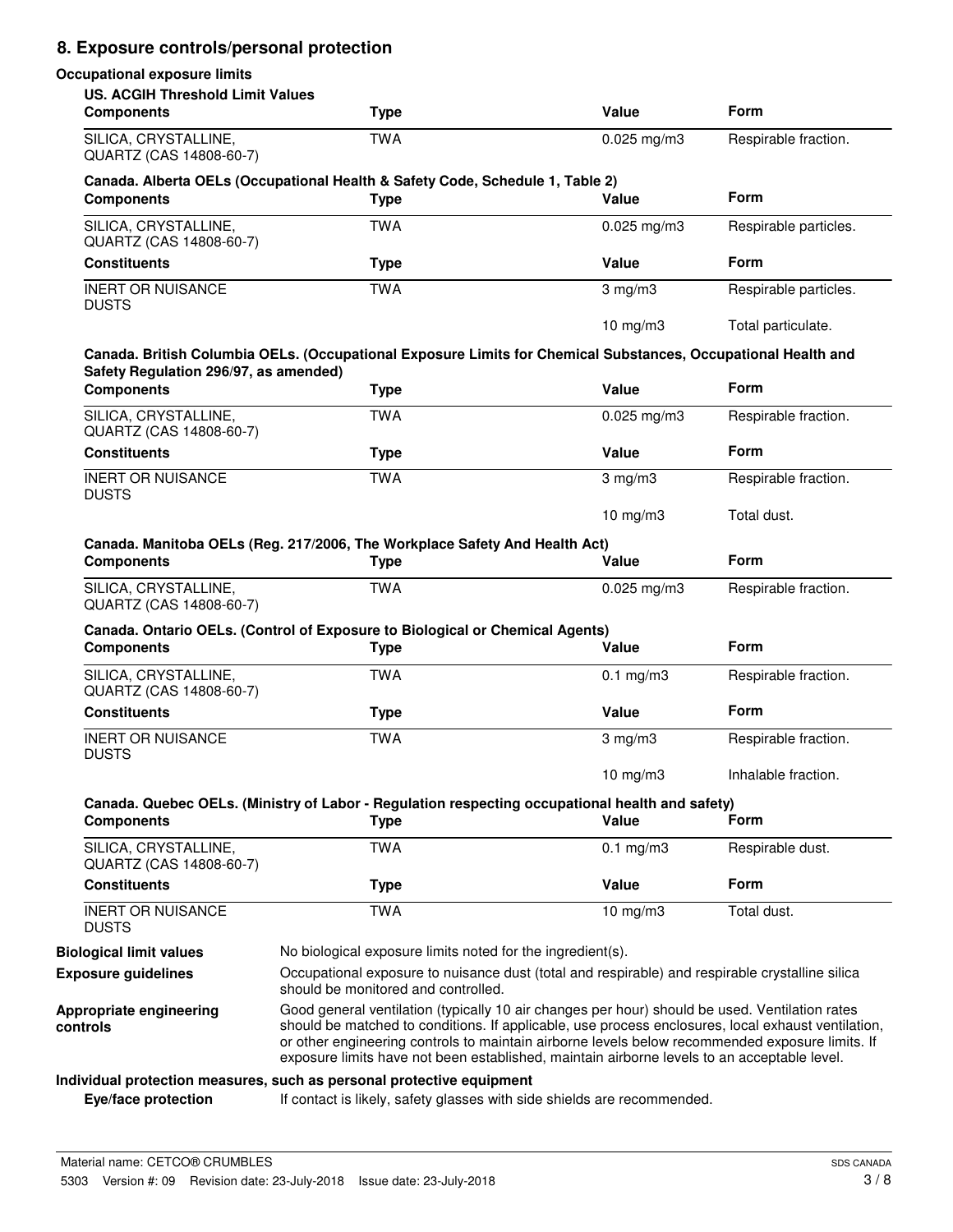## 8. Exposure controls/personal protection

**Occupational exposure limits**

**US. ACGIH Threshold Limit Values**

| Components | Type | Value | Form |
|---|---|---|---|
| SILICA, CRYSTALLINE, QUARTZ (CAS 14808-60-7) | TWA | 0.025 mg/m3 | Respirable fraction. |

**Canada. Alberta OELs (Occupational Health & Safety Code, Schedule 1, Table 2)**

| Components | Type | Value | Form |
|---|---|---|---|
| SILICA, CRYSTALLINE, QUARTZ (CAS 14808-60-7) | TWA | 0.025 mg/m3 | Respirable particles. |
| **Constituents** | **Type** | **Value** | **Form** |
| INERT OR NUISANCE DUSTS | TWA | 3 mg/m3 | Respirable particles. |
| | | 10 mg/m3 | Total particulate. |

**Canada. British Columbia OELs. (Occupational Exposure Limits for Chemical Substances, Occupational Health and Safety Regulation 296/97, as amended)**

| Components | Type | Value | Form |
|---|---|---|---|
| SILICA, CRYSTALLINE, QUARTZ (CAS 14808-60-7) | TWA | 0.025 mg/m3 | Respirable fraction. |
| **Constituents** | **Type** | **Value** | **Form** |
| INERT OR NUISANCE DUSTS | TWA | 3 mg/m3 | Respirable fraction. |
| | | 10 mg/m3 | Total dust. |

**Canada. Manitoba OELs (Reg. 217/2006, The Workplace Safety And Health Act)**

| Components | Type | Value | Form |
|---|---|---|---|
| SILICA, CRYSTALLINE, QUARTZ (CAS 14808-60-7) | TWA | 0.025 mg/m3 | Respirable fraction. |

**Canada. Ontario OELs. (Control of Exposure to Biological or Chemical Agents)**

| Components | Type | Value | Form |
|---|---|---|---|
| SILICA, CRYSTALLINE, QUARTZ (CAS 14808-60-7) | TWA | 0.1 mg/m3 | Respirable fraction. |
| **Constituents** | **Type** | **Value** | **Form** |
| INERT OR NUISANCE DUSTS | TWA | 3 mg/m3 | Respirable fraction. |
| | | 10 mg/m3 | Inhalable fraction. |

**Canada. Quebec OELs. (Ministry of Labor - Regulation respecting occupational health and safety)**

| Components | Type | Value | Form |
|---|---|---|---|
| SILICA, CRYSTALLINE, QUARTZ (CAS 14808-60-7) | TWA | 0.1 mg/m3 | Respirable dust. |
| **Constituents** | **Type** | **Value** | **Form** |
| INERT OR NUISANCE DUSTS | TWA | 10 mg/m3 | Total dust. |

**Biological limit values** No biological exposure limits noted for the ingredient(s).

**Exposure guidelines** Occupational exposure to nuisance dust (total and respirable) and respirable crystalline silica should be monitored and controlled.

**Appropriate engineering controls** Good general ventilation (typically 10 air changes per hour) should be used. Ventilation rates should be matched to conditions. If applicable, use process enclosures, local exhaust ventilation, or other engineering controls to maintain airborne levels below recommended exposure limits. If exposure limits have not been established, maintain airborne levels to an acceptable level.

**Individual protection measures, such as personal protective equipment**

**Eye/face protection** If contact is likely, safety glasses with side shields are recommended.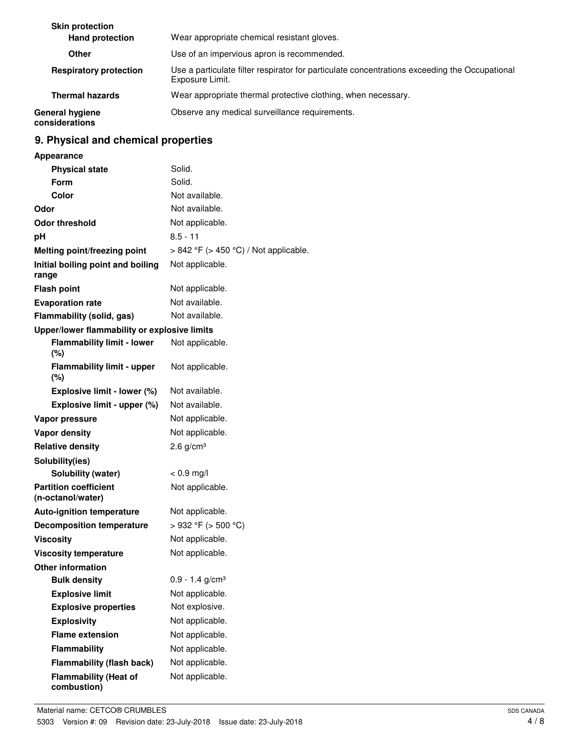**Skin protection**

| | |
|---|---|
| **Hand protection** | Wear appropriate chemical resistant gloves. |
| **Other** | Use of an impervious apron is recommended. |
| **Respiratory protection** | Use a particulate filter respirator for particulate concentrations exceeding the Occupational Exposure Limit. |
| **Thermal hazards** | Wear appropriate thermal protective clothing, when necessary. |
| **General hygiene considerations** | Observe any medical surveillance requirements. |

## 9. Physical and chemical properties

| | |
|---|---|
| **Appearance** | |
| **Physical state** | Solid. |
| **Form** | Solid. |
| **Color** | Not available. |
| **Odor** | Not available. |
| **Odor threshold** | Not applicable. |
| **pH** | 8.5 - 11 |
| **Melting point/freezing point** | > 842 °F (> 450 °C) / Not applicable. |
| **Initial boiling point and boiling range** | Not applicable. |
| **Flash point** | Not applicable. |
| **Evaporation rate** | Not available. |
| **Flammability (solid, gas)** | Not available. |
| **Upper/lower flammability or explosive limits** | |
| **Flammability limit - lower (%)** | Not applicable. |
| **Flammability limit - upper (%)** | Not applicable. |
| **Explosive limit - lower (%)** | Not available. |
| **Explosive limit - upper (%)** | Not available. |
| **Vapor pressure** | Not applicable. |
| **Vapor density** | Not applicable. |
| **Relative density** | 2.6 g/cm³ |
| **Solubility(ies)** | |
| **Solubility (water)** | < 0.9 mg/l |
| **Partition coefficient (n-octanol/water)** | Not applicable. |
| **Auto-ignition temperature** | Not applicable. |
| **Decomposition temperature** | > 932 °F (> 500 °C) |
| **Viscosity** | Not applicable. |
| **Viscosity temperature** | Not applicable. |
| **Other information** | |
| **Bulk density** | 0.9 - 1.4 g/cm³ |
| **Explosive limit** | Not applicable. |
| **Explosive properties** | Not explosive. |
| **Explosivity** | Not applicable. |
| **Flame extension** | Not applicable. |
| **Flammability** | Not applicable. |
| **Flammability (flash back)** | Not applicable. |
| **Flammability (Heat of combustion)** | Not applicable. |

Material name: CETCO® CRUMBLES

5303 Version #: 09 Revision date: 23-July-2018 Issue date: 23-July-2018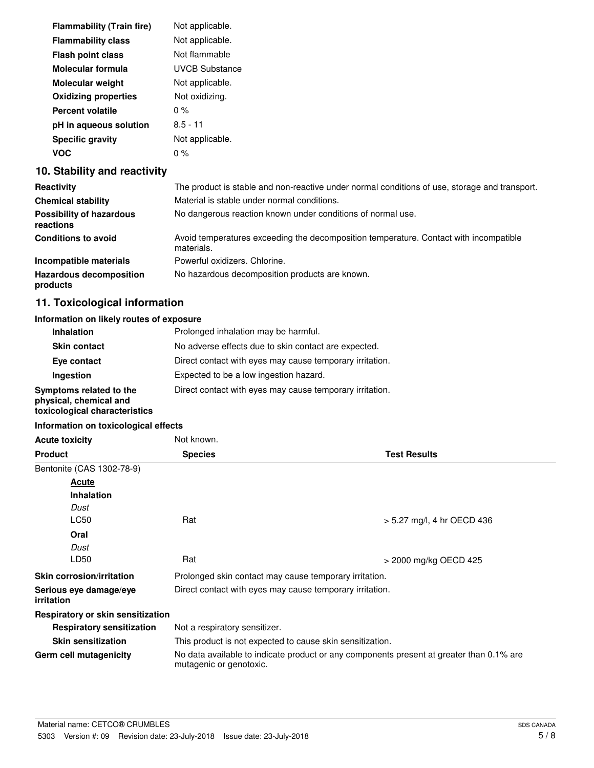| | |
|---|---|
| **Flammability (Train fire)** | Not applicable. |
| **Flammability class** | Not applicable. |
| **Flash point class** | Not flammable |
| **Molecular formula** | UVCB Substance |
| **Molecular weight** | Not applicable. |
| **Oxidizing properties** | Not oxidizing. |
| **Percent volatile** | 0 % |
| **pH in aqueous solution** | 8.5 - 11 |
| **Specific gravity** | Not applicable. |
| **VOC** | 0 % |

## 10. Stability and reactivity

| | |
|---|---|
| **Reactivity** | The product is stable and non-reactive under normal conditions of use, storage and transport. |
| **Chemical stability** | Material is stable under normal conditions. |
| **Possibility of hazardous reactions** | No dangerous reaction known under conditions of normal use. |
| **Conditions to avoid** | Avoid temperatures exceeding the decomposition temperature. Contact with incompatible materials. |
| **Incompatible materials** | Powerful oxidizers. Chlorine. |
| **Hazardous decomposition products** | No hazardous decomposition products are known. |

## 11. Toxicological information

**Information on likely routes of exposure**

| | |
|---|---|
| **Inhalation** | Prolonged inhalation may be harmful. |
| **Skin contact** | No adverse effects due to skin contact are expected. |
| **Eye contact** | Direct contact with eyes may cause temporary irritation. |
| **Ingestion** | Expected to be a low ingestion hazard. |
| **Symptoms related to the physical, chemical and toxicological characteristics** | Direct contact with eyes may cause temporary irritation. |

**Information on toxicological effects**

**Acute toxicity** Not known.

| Product | Species | Test Results |
|---|---|---|
| Bentonite (CAS 1302-78-9) | | |
| **Acute** | | |
| **Inhalation** | | |
| *Dust* | | |
| LC50 | Rat | > 5.27 mg/l, 4 hr OECD 436 |
| **Oral** | | |
| *Dust* | | |
| LD50 | Rat | > 2000 mg/kg OECD 425 |

| | |
|---|---|
| **Skin corrosion/irritation** | Prolonged skin contact may cause temporary irritation. |
| **Serious eye damage/eye irritation** | Direct contact with eyes may cause temporary irritation. |
| **Respiratory or skin sensitization** | |
| **Respiratory sensitization** | Not a respiratory sensitizer. |
| **Skin sensitization** | This product is not expected to cause skin sensitization. |
| **Germ cell mutagenicity** | No data available to indicate product or any components present at greater than 0.1% are mutagenic or genotoxic. |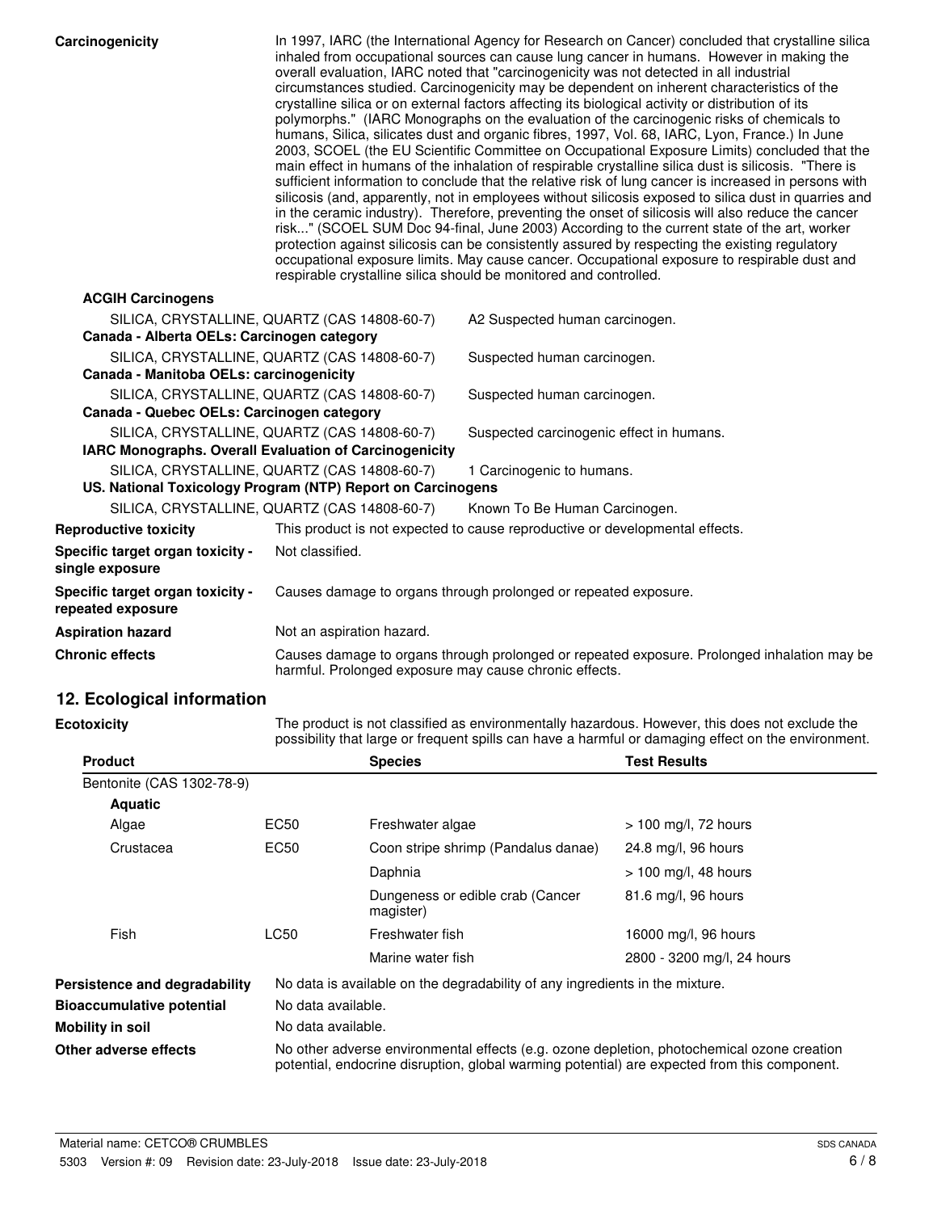**Carcinogenicity**

In 1997, IARC (the International Agency for Research on Cancer) concluded that crystalline silica inhaled from occupational sources can cause lung cancer in humans. However in making the overall evaluation, IARC noted that "carcinogenicity was not detected in all industrial circumstances studied. Carcinogenicity may be dependent on inherent characteristics of the crystalline silica or on external factors affecting its biological activity or distribution of its polymorphs." (IARC Monographs on the evaluation of the carcinogenic risks of chemicals to humans, Silica, silicates dust and organic fibres, 1997, Vol. 68, IARC, Lyon, France.) In June 2003, SCOEL (the EU Scientific Committee on Occupational Exposure Limits) concluded that the main effect in humans of the inhalation of respirable crystalline silica dust is silicosis. "There is sufficient information to conclude that the relative risk of lung cancer is increased in persons with silicosis (and, apparently, not in employees without silicosis exposed to silica dust in quarries and in the ceramic industry). Therefore, preventing the onset of silicosis will also reduce the cancer risk..." (SCOEL SUM Doc 94-final, June 2003) According to the current state of the art, worker protection against silicosis can be consistently assured by respecting the existing regulatory occupational exposure limits. May cause cancer. Occupational exposure to respirable dust and respirable crystalline silica should be monitored and controlled.

**ACGIH Carcinogens**

SILICA, CRYSTALLINE, QUARTZ (CAS 14808-60-7) — A2 Suspected human carcinogen.

**Canada - Alberta OELs: Carcinogen category**

SILICA, CRYSTALLINE, QUARTZ (CAS 14808-60-7) — Suspected human carcinogen.

**Canada - Manitoba OELs: carcinogenicity**

SILICA, CRYSTALLINE, QUARTZ (CAS 14808-60-7) — Suspected human carcinogen.

**Canada - Quebec OELs: Carcinogen category**

SILICA, CRYSTALLINE, QUARTZ (CAS 14808-60-7) — Suspected carcinogenic effect in humans.

**IARC Monographs. Overall Evaluation of Carcinogenicity**

SILICA, CRYSTALLINE, QUARTZ (CAS 14808-60-7) — 1 Carcinogenic to humans.

**US. National Toxicology Program (NTP) Report on Carcinogens**

SILICA, CRYSTALLINE, QUARTZ (CAS 14808-60-7) — Known To Be Human Carcinogen.

**Reproductive toxicity** — This product is not expected to cause reproductive or developmental effects.

**Specific target organ toxicity - single exposure** — Not classified.

**Specific target organ toxicity - repeated exposure** — Causes damage to organs through prolonged or repeated exposure.

**Aspiration hazard** — Not an aspiration hazard.

**Chronic effects** — Causes damage to organs through prolonged or repeated exposure. Prolonged inhalation may be harmful. Prolonged exposure may cause chronic effects.

## 12. Ecological information

**Ecotoxicity**

The product is not classified as environmentally hazardous. However, this does not exclude the possibility that large or frequent spills can have a harmful or damaging effect on the environment.

| Product | | Species | Test Results |
|---|---|---|---|
| Bentonite (CAS 1302-78-9) | | | |
| **Aquatic** | | | |
| Algae | EC50 | Freshwater algae | > 100 mg/l, 72 hours |
| Crustacea | EC50 | Coon stripe shrimp (Pandalus danae) | 24.8 mg/l, 96 hours |
| | | Daphnia | > 100 mg/l, 48 hours |
| | | Dungeness or edible crab (Cancer magister) | 81.6 mg/l, 96 hours |
| Fish | LC50 | Freshwater fish | 16000 mg/l, 96 hours |
| | | Marine water fish | 2800 - 3200 mg/l, 24 hours |

**Persistence and degradability** — No data is available on the degradability of any ingredients in the mixture.

**Bioaccumulative potential** — No data available.

**Mobility in soil** — No data available.

**Other adverse effects** — No other adverse environmental effects (e.g. ozone depletion, photochemical ozone creation potential, endocrine disruption, global warming potential) are expected from this component.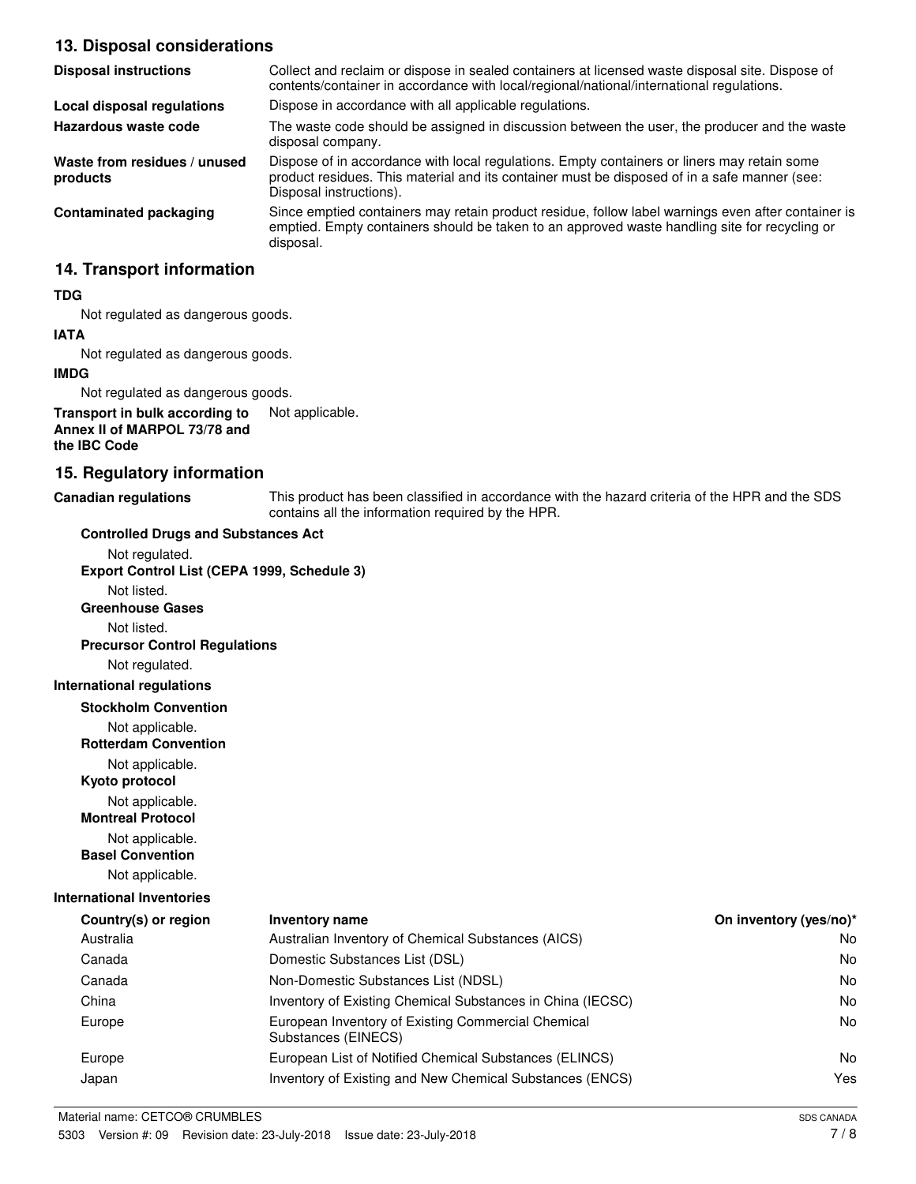## 13. Disposal considerations

| | |
|---|---|
| **Disposal instructions** | Collect and reclaim or dispose in sealed containers at licensed waste disposal site. Dispose of contents/container in accordance with local/regional/national/international regulations. |
| **Local disposal regulations** | Dispose in accordance with all applicable regulations. |
| **Hazardous waste code** | The waste code should be assigned in discussion between the user, the producer and the waste disposal company. |
| **Waste from residues / unused products** | Dispose of in accordance with local regulations. Empty containers or liners may retain some product residues. This material and its container must be disposed of in a safe manner (see: Disposal instructions). |
| **Contaminated packaging** | Since emptied containers may retain product residue, follow label warnings even after container is emptied. Empty containers should be taken to an approved waste handling site for recycling or disposal. |

## 14. Transport information

**TDG**

Not regulated as dangerous goods.

**IATA**

Not regulated as dangerous goods.

**IMDG**

Not regulated as dangerous goods.

**Transport in bulk according to Annex II of MARPOL 73/78 and the IBC Code** Not applicable.

## 15. Regulatory information

**Canadian regulations** This product has been classified in accordance with the hazard criteria of the HPR and the SDS contains all the information required by the HPR.

**Controlled Drugs and Substances Act**

Not regulated.

**Export Control List (CEPA 1999, Schedule 3)**

Not listed.

**Greenhouse Gases**

Not listed.

**Precursor Control Regulations**

Not regulated.

**International regulations**

**Stockholm Convention**

Not applicable.

**Rotterdam Convention**

Not applicable.

**Kyoto protocol**

Not applicable.

**Montreal Protocol**

Not applicable.

**Basel Convention**

Not applicable.

**International Inventories**

| Country(s) or region | Inventory name | On inventory (yes/no)* |
|---|---|---|
| Australia | Australian Inventory of Chemical Substances (AICS) | No |
| Canada | Domestic Substances List (DSL) | No |
| Canada | Non-Domestic Substances List (NDSL) | No |
| China | Inventory of Existing Chemical Substances in China (IECSC) | No |
| Europe | European Inventory of Existing Commercial Chemical Substances (EINECS) | No |
| Europe | European List of Notified Chemical Substances (ELINCS) | No |
| Japan | Inventory of Existing and New Chemical Substances (ENCS) | Yes |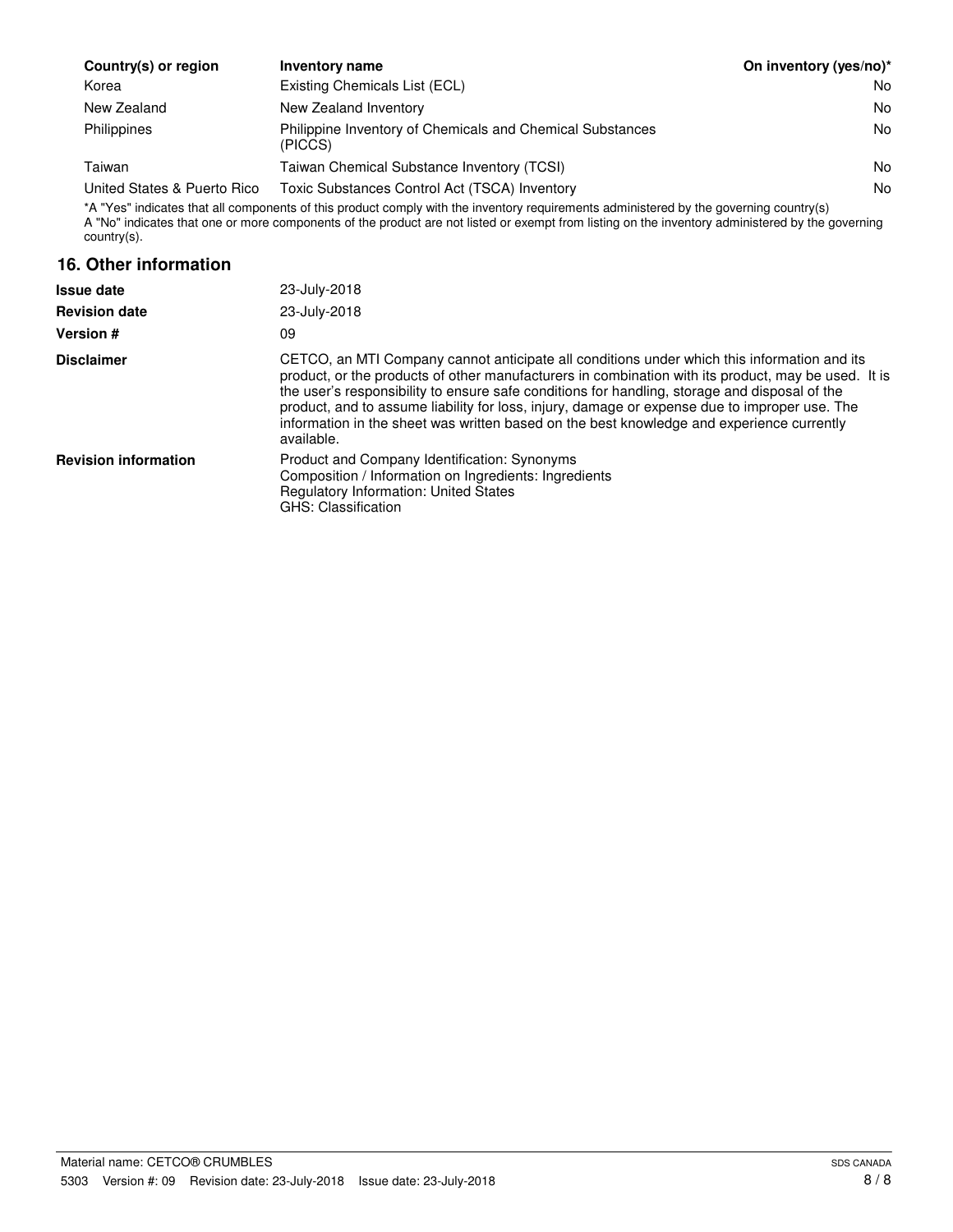| Country(s) or region | Inventory name | On inventory (yes/no)* |
| --- | --- | --- |
| Korea | Existing Chemicals List (ECL) | No |
| New Zealand | New Zealand Inventory | No |
| Philippines | Philippine Inventory of Chemicals and Chemical Substances (PICCS) | No |
| Taiwan | Taiwan Chemical Substance Inventory (TCSI) | No |
| United States & Puerto Rico | Toxic Substances Control Act (TSCA) Inventory | No |

*A "Yes" indicates that all components of this product comply with the inventory requirements administered by the governing country(s)
A "No" indicates that one or more components of the product are not listed or exempt from listing on the inventory administered by the governing country(s).

## 16. Other information

**Issue date** 23-July-2018

**Revision date** 23-July-2018

**Version #** 09

**Disclaimer** CETCO, an MTI Company cannot anticipate all conditions under which this information and its product, or the products of other manufacturers in combination with its product, may be used. It is the user's responsibility to ensure safe conditions for handling, storage and disposal of the product, and to assume liability for loss, injury, damage or expense due to improper use. The information in the sheet was written based on the best knowledge and experience currently available.

**Revision information** Product and Company Identification: Synonyms
Composition / Information on Ingredients: Ingredients
Regulatory Information: United States
GHS: Classification